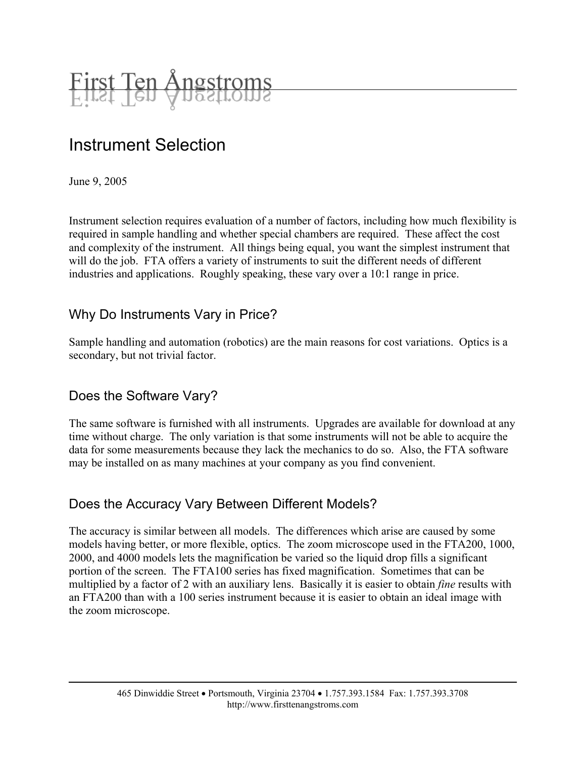First Ten Ångstroms

# Instrument Selection

June 9, 2005

Instrument selection requires evaluation of a number of factors, including how much flexibility is required in sample handling and whether special chambers are required. These affect the cost and complexity of the instrument. All things being equal, you want the simplest instrument that will do the job. FTA offers a variety of instruments to suit the different needs of different industries and applications. Roughly speaking, these vary over a 10:1 range in price.

## Why Do Instruments Vary in Price?

Sample handling and automation (robotics) are the main reasons for cost variations. Optics is a secondary, but not trivial factor.

## Does the Software Vary?

The same software is furnished with all instruments. Upgrades are available for download at any time without charge. The only variation is that some instruments will not be able to acquire the data for some measurements because they lack the mechanics to do so. Also, the FTA software may be installed on as many machines at your company as you find convenient.

## Does the Accuracy Vary Between Different Models?

The accuracy is similar between all models. The differences which arise are caused by some models having better, or more flexible, optics. The zoom microscope used in the FTA200, 1000, 2000, and 4000 models lets the magnification be varied so the liquid drop fills a significant portion of the screen. The FTA100 series has fixed magnification. Sometimes that can be multiplied by a factor of 2 with an auxiliary lens. Basically it is easier to obtain *fine* results with an FTA200 than with a 100 series instrument because it is easier to obtain an ideal image with the zoom microscope.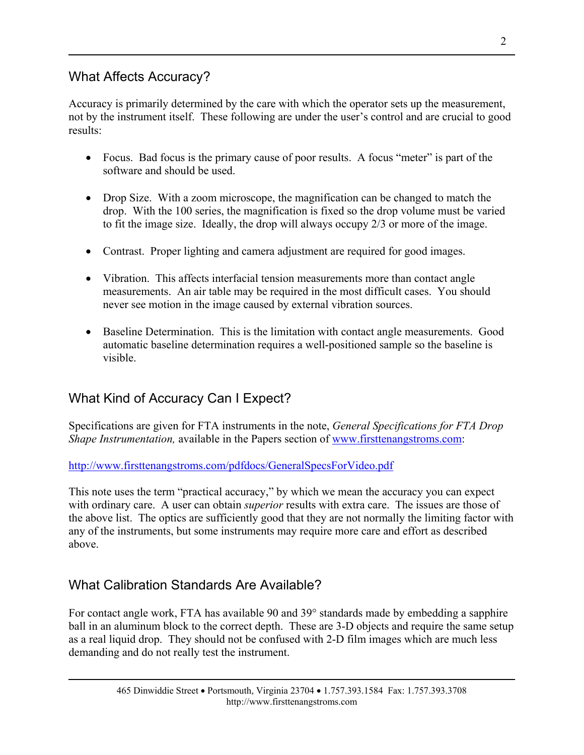## What Affects Accuracy?

Accuracy is primarily determined by the care with which the operator sets up the measurement, not by the instrument itself. These following are under the user's control and are crucial to good results:

- Focus. Bad focus is the primary cause of poor results. A focus "meter" is part of the software and should be used.

- Drop Size. With a zoom microscope, the magnification can be changed to match the drop. With the 100 series, the magnification is fixed so the drop volume must be varied to fit the image size. Ideally, the drop will always occupy 2/3 or more of the image.

- Contrast. Proper lighting and camera adjustment are required for good images.

- Vibration. This affects interfacial tension measurements more than contact angle measurements. An air table may be required in the most difficult cases. You should never see motion in the image caused by external vibration sources.

- Baseline Determination. This is the limitation with contact angle measurements. Good automatic baseline determination requires a well-positioned sample so the baseline is visible.

## What Kind of Accuracy Can I Expect?

Specifications are given for FTA instruments in the note, *General Specifications for FTA Drop Shape Instrumentation,* available in the Papers section of [www.firsttenangstroms.com](http://www.firsttenangstroms.com):

[http://www.firsttenangstroms.com/pdfdocs/GeneralSpecsForVideo.pdf](http://www.firsttenangstroms.com/pdfdocs/GeneralSpecsForVideo.pdf)

This note uses the term "practical accuracy," by which we mean the accuracy you can expect with ordinary care. A user can obtain *superior* results with extra care. The issues are those of the above list. The optics are sufficiently good that they are not normally the limiting factor with any of the instruments, but some instruments may require more care and effort as described above.

## What Calibration Standards Are Available?

For contact angle work, FTA has available 90 and 39° standards made by embedding a sapphire ball in an aluminum block to the correct depth. These are 3-D objects and require the same setup as a real liquid drop. They should not be confused with 2-D film images which are much less demanding and do not really test the instrument.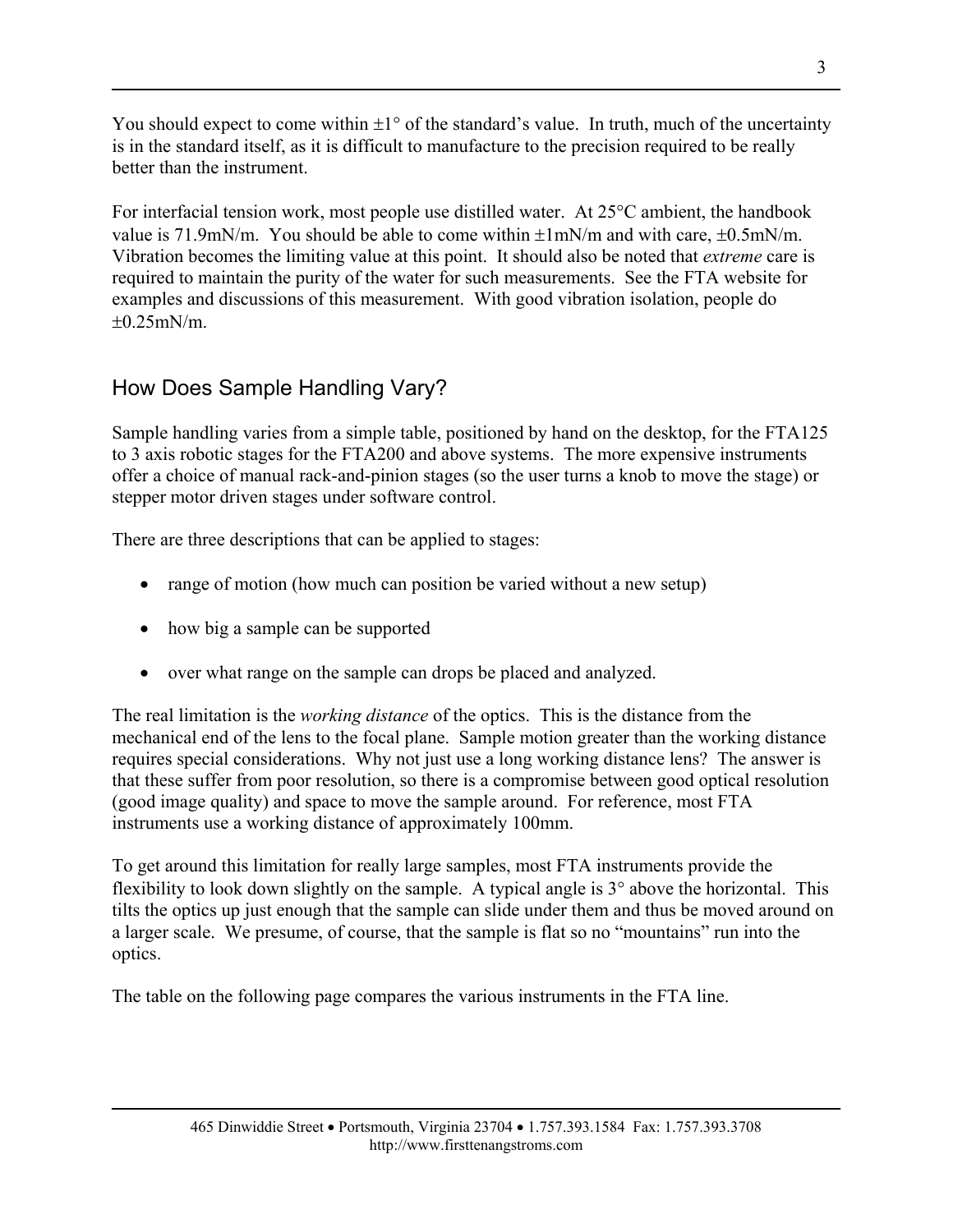You should expect to come within ±1° of the standard's value. In truth, much of the uncertainty is in the standard itself, as it is difficult to manufacture to the precision required to be really better than the instrument.

For interfacial tension work, most people use distilled water. At 25°C ambient, the handbook value is 71.9mN/m. You should be able to come within ±1mN/m and with care, ±0.5mN/m. Vibration becomes the limiting value at this point. It should also be noted that *extreme* care is required to maintain the purity of the water for such measurements. See the FTA website for examples and discussions of this measurement. With good vibration isolation, people do ±0.25mN/m.

## How Does Sample Handling Vary?

Sample handling varies from a simple table, positioned by hand on the desktop, for the FTA125 to 3 axis robotic stages for the FTA200 and above systems. The more expensive instruments offer a choice of manual rack-and-pinion stages (so the user turns a knob to move the stage) or stepper motor driven stages under software control.

There are three descriptions that can be applied to stages:

- range of motion (how much can position be varied without a new setup)
- how big a sample can be supported
- over what range on the sample can drops be placed and analyzed.

The real limitation is the *working distance* of the optics. This is the distance from the mechanical end of the lens to the focal plane. Sample motion greater than the working distance requires special considerations. Why not just use a long working distance lens? The answer is that these suffer from poor resolution, so there is a compromise between good optical resolution (good image quality) and space to move the sample around. For reference, most FTA instruments use a working distance of approximately 100mm.

To get around this limitation for really large samples, most FTA instruments provide the flexibility to look down slightly on the sample. A typical angle is 3° above the horizontal. This tilts the optics up just enough that the sample can slide under them and thus be moved around on a larger scale. We presume, of course, that the sample is flat so no "mountains" run into the optics.

The table on the following page compares the various instruments in the FTA line.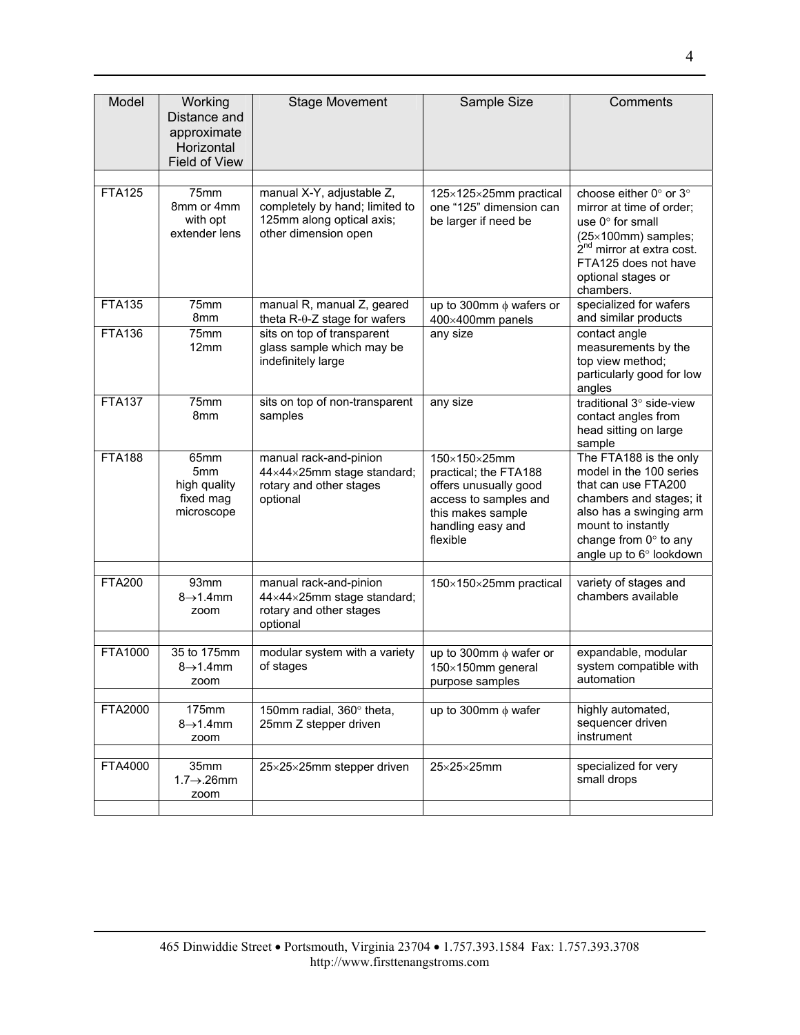| Model | Working Distance and approximate Horizontal Field of View | Stage Movement | Sample Size | Comments |
|---|---|---|---|---|
| | | | | |
| FTA125 | 75mm<br>8mm or 4mm with opt extender lens | manual X-Y, adjustable Z, completely by hand; limited to 125mm along optical axis; other dimension open | 125×125×25mm practical one “125” dimension can be larger if need be | choose either 0° or 3° mirror at time of order; use 0° for small (25×100mm) samples; 2nd mirror at extra cost. FTA125 does not have optional stages or chambers. |
| FTA135 | 75mm<br>8mm | manual R, manual Z, geared theta R-θ-Z stage for wafers | up to 300mm ϕ wafers or 400×400mm panels | specialized for wafers and similar products |
| FTA136 | 75mm<br>12mm | sits on top of transparent glass sample which may be indefinitely large | any size | contact angle measurements by the top view method; particularly good for low angles |
| FTA137 | 75mm<br>8mm | sits on top of non-transparent samples | any size | traditional 3° side-view contact angles from head sitting on large sample |
| FTA188 | 65mm<br>5mm<br>high quality fixed mag microscope | manual rack-and-pinion 44×44×25mm stage standard; rotary and other stages optional | 150×150×25mm practical; the FTA188 offers unusually good access to samples and this makes sample handling easy and flexible | The FTA188 is the only model in the 100 series that can use FTA200 chambers and stages; it also has a swinging arm mount to instantly change from 0° to any angle up to 6° lookdown |
| | | | | |
| FTA200 | 93mm<br>8→1.4mm zoom | manual rack-and-pinion 44×44×25mm stage standard; rotary and other stages optional | 150×150×25mm practical | variety of stages and chambers available |
| | | | | |
| FTA1000 | 35 to 175mm<br>8→1.4mm zoom | modular system with a variety of stages | up to 300mm ϕ wafer or 150×150mm general purpose samples | expandable, modular system compatible with automation |
| | | | | |
| FTA2000 | 175mm<br>8→1.4mm zoom | 150mm radial, 360° theta, 25mm Z stepper driven | up to 300mm ϕ wafer | highly automated, sequencer driven instrument |
| | | | | |
| FTA4000 | 35mm<br>1.7→.26mm zoom | 25×25×25mm stepper driven | 25×25×25mm | specialized for very small drops |
| | | | | |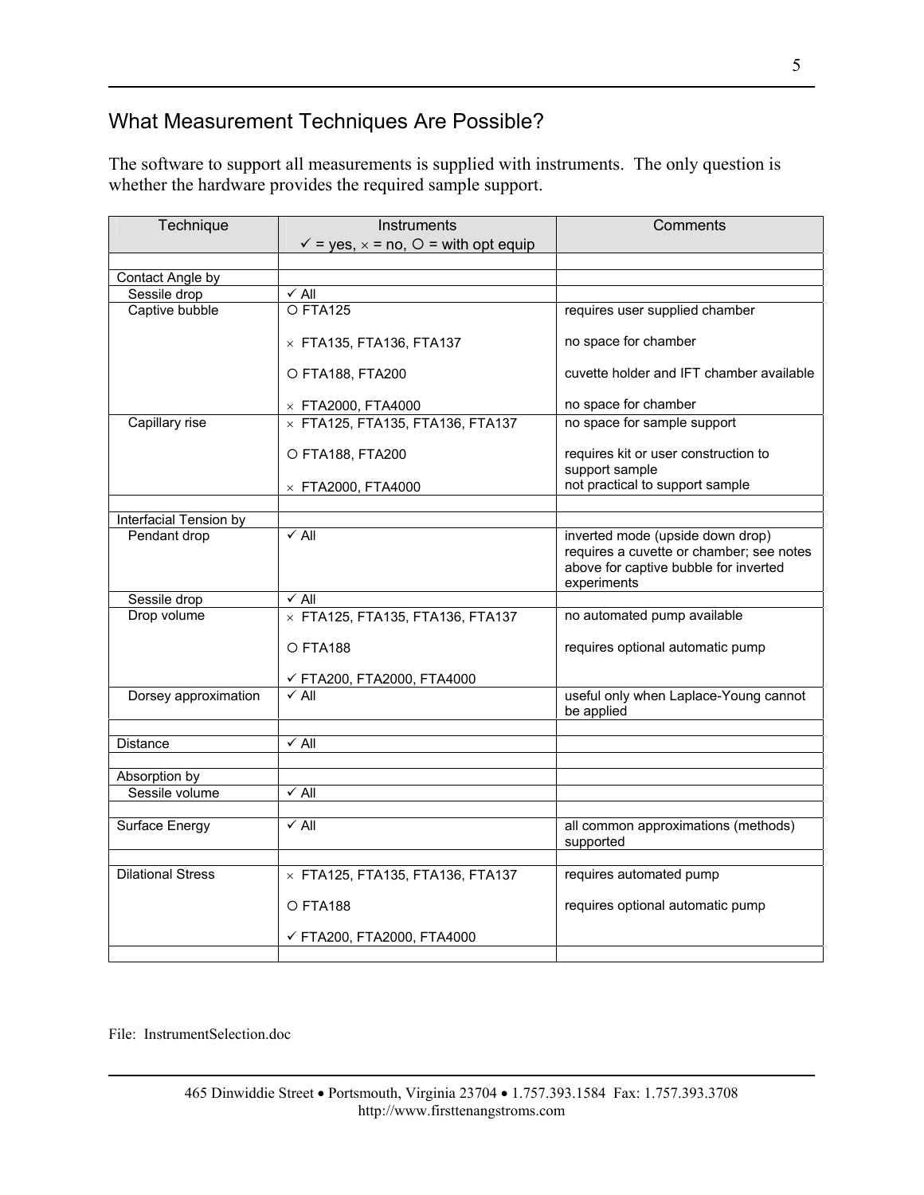## What Measurement Techniques Are Possible?

The software to support all measurements is supplied with instruments. The only question is whether the hardware provides the required sample support.

| Technique | Instruments<br>✓ = yes, × = no, ○ = with opt equip | Comments |
|---|---|---|
| | | |
| Contact Angle by | | |
| Sessile drop | ✓ All | |
| Captive bubble | ○ FTA125<br><br>× FTA135, FTA136, FTA137<br><br>○ FTA188, FTA200<br><br>× FTA2000, FTA4000 | requires user supplied chamber<br><br>no space for chamber<br><br>cuvette holder and IFT chamber available<br><br>no space for chamber |
| Capillary rise | × FTA125, FTA135, FTA136, FTA137<br><br>○ FTA188, FTA200<br><br>× FTA2000, FTA4000 | no space for sample support<br><br>requires kit or user construction to support sample<br>not practical to support sample |
| | | |
| Interfacial Tension by | | |
| Pendant drop | ✓ All | inverted mode (upside down drop) requires a cuvette or chamber; see notes above for captive bubble for inverted experiments |
| Sessile drop | ✓ All | |
| Drop volume | × FTA125, FTA135, FTA136, FTA137<br><br>○ FTA188<br><br>✓ FTA200, FTA2000, FTA4000 | no automated pump available<br><br>requires optional automatic pump |
| Dorsey approximation | ✓ All | useful only when Laplace-Young cannot be applied |
| | | |
| Distance | ✓ All | |
| | | |
| Absorption by | | |
| Sessile volume | ✓ All | |
| | | |
| Surface Energy | ✓ All | all common approximations (methods) supported |
| | | |
| Dilational Stress | × FTA125, FTA135, FTA136, FTA137<br><br>○ FTA188<br><br>✓ FTA200, FTA2000, FTA4000 | requires automated pump<br><br>requires optional automatic pump |
| | | |

File: InstrumentSelection.doc

465 Dinwiddie Street • Portsmouth, Virginia 23704 • 1.757.393.1584 Fax: 1.757.393.3708
http://www.firsttenangstroms.com